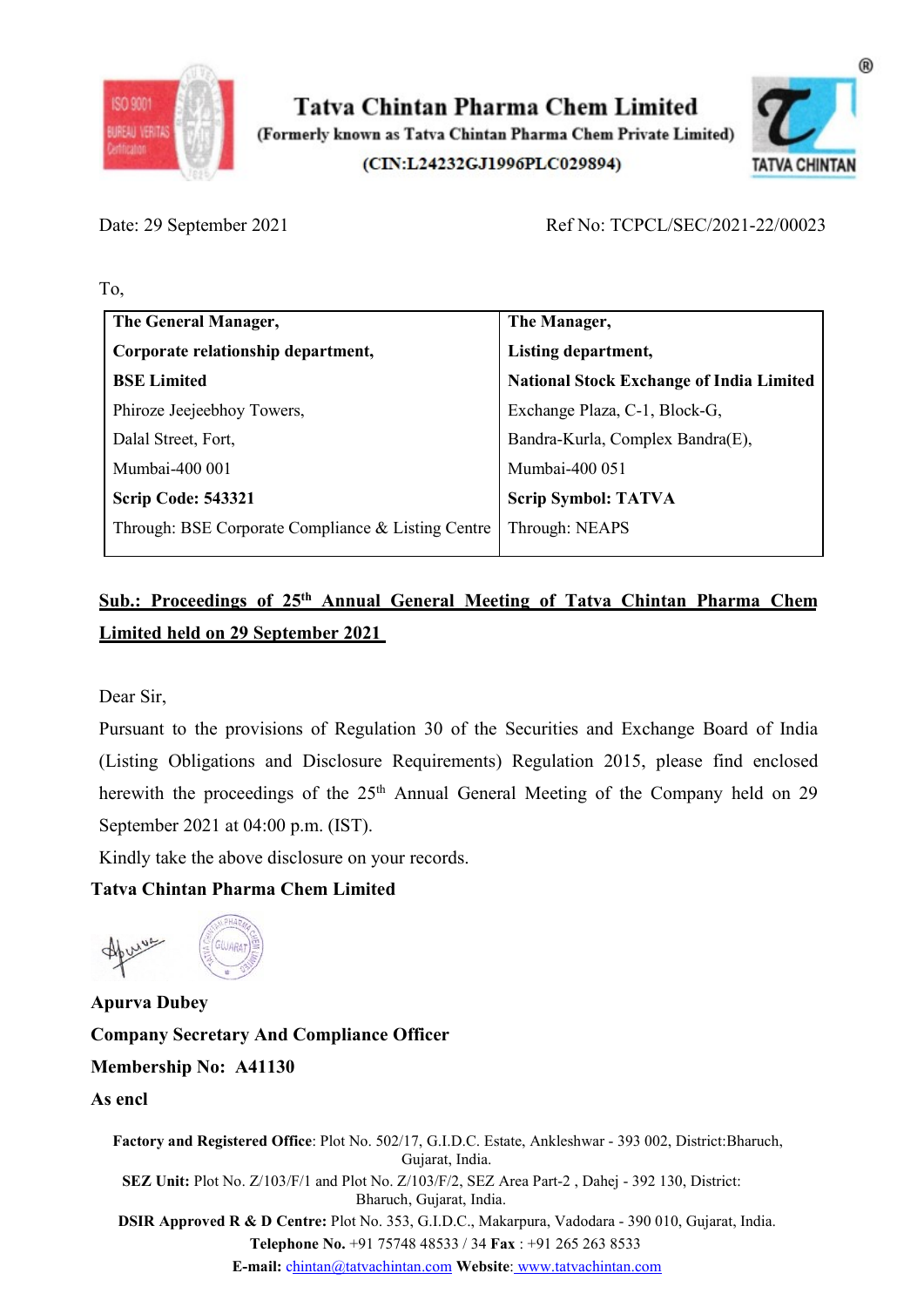# Tatva Chintan Pharma Chem Limited

**(Formerly known as Tatva Chintan Pharma Chem Private Limited)**

**(CIN:L24232GJ1996PLC029894)**

Date: 29 September 2021

Ref No: TCPCL/SEC/2021-22/00023

To,

| **The General Manager,** | **The Manager,** |
|---|---|
| **Corporate relationship department,** | **Listing department,** |
| **BSE Limited** | **National Stock Exchange of India Limited** |
| Phiroze Jeejeebhoy Towers, | Exchange Plaza, C-1, Block-G, |
| Dalal Street, Fort, | Bandra-Kurla, Complex Bandra(E), |
| Mumbai-400 001 | Mumbai-400 051 |
| **Scrip Code: 543321** | **Scrip Symbol: TATVA** |
| Through: BSE Corporate Compliance & Listing Centre | Through: NEAPS |

**Sub.: Proceedings of 25th Annual General Meeting of Tatva Chintan Pharma Chem Limited held on 29 September 2021**

Dear Sir,

Pursuant to the provisions of Regulation 30 of the Securities and Exchange Board of India (Listing Obligations and Disclosure Requirements) Regulation 2015, please find enclosed herewith the proceedings of the 25th Annual General Meeting of the Company held on 29 September 2021 at 04:00 p.m. (IST).

Kindly take the above disclosure on your records.

**Tatva Chintan Pharma Chem Limited**

**Apurva Dubey**

**Company Secretary And Compliance Officer**

**Membership No: A41130**

**As encl**

**Factory and Registered Office**: Plot No. 502/17, G.I.D.C. Estate, Ankleshwar - 393 002, District:Bharuch, Gujarat, India.

**SEZ Unit:** Plot No. Z/103/F/1 and Plot No. Z/103/F/2, SEZ Area Part-2 , Dahej - 392 130, District: Bharuch, Gujarat, India.

**DSIR Approved R & D Centre:** Plot No. 353, G.I.D.C., Makarpura, Vadodara - 390 010, Gujarat, India.

**Telephone No.** +91 75748 48533 / 34 **Fax** : +91 265 263 8533

**E-mail:** chintan@tatvachintan.com **Website**: www.tatvachintan.com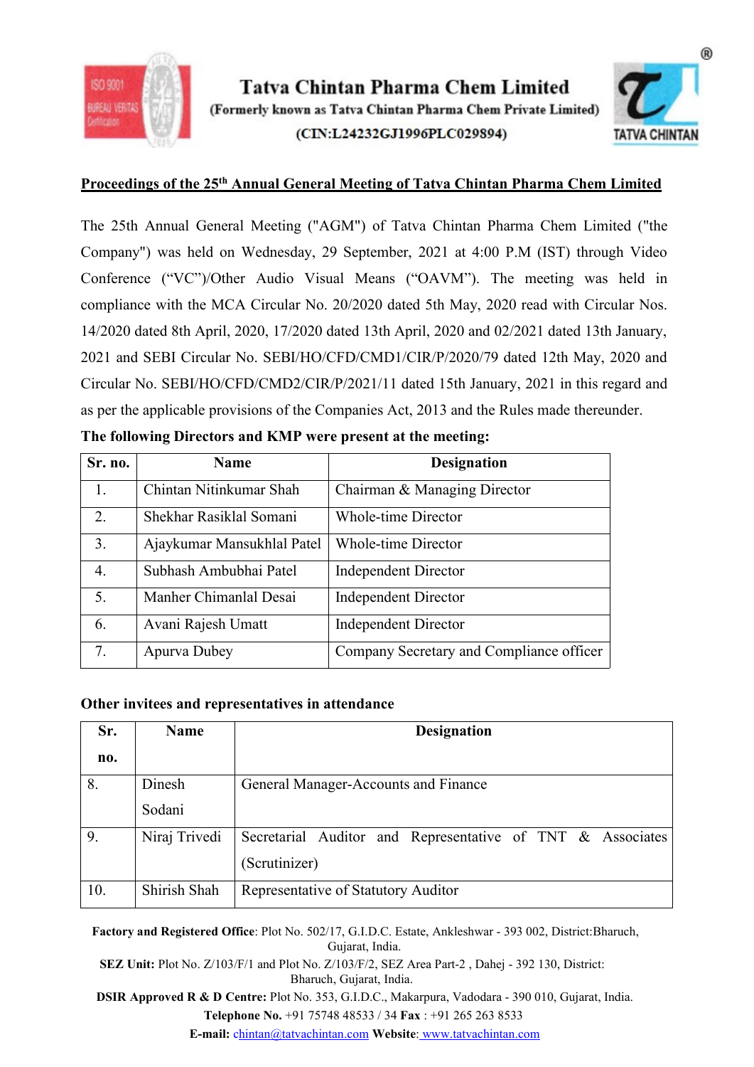Tatva Chintan Pharma Chem Limited
(Formerly known as Tatva Chintan Pharma Chem Private Limited)
(CIN:L24232GJ1996PLC029894)

**Proceedings of the 25th Annual General Meeting of Tatva Chintan Pharma Chem Limited**

The 25th Annual General Meeting ("AGM") of Tatva Chintan Pharma Chem Limited ("the Company") was held on Wednesday, 29 September, 2021 at 4:00 P.M (IST) through Video Conference ("VC")/Other Audio Visual Means ("OAVM"). The meeting was held in compliance with the MCA Circular No. 20/2020 dated 5th May, 2020 read with Circular Nos. 14/2020 dated 8th April, 2020, 17/2020 dated 13th April, 2020 and 02/2021 dated 13th January, 2021 and SEBI Circular No. SEBI/HO/CFD/CMD1/CIR/P/2020/79 dated 12th May, 2020 and Circular No. SEBI/HO/CFD/CMD2/CIR/P/2021/11 dated 15th January, 2021 in this regard and as per the applicable provisions of the Companies Act, 2013 and the Rules made thereunder.

**The following Directors and KMP were present at the meeting:**

| Sr. no. | Name | Designation |
|---|---|---|
| 1. | Chintan Nitinkumar Shah | Chairman & Managing Director |
| 2. | Shekhar Rasiklal Somani | Whole-time Director |
| 3. | Ajaykumar Mansukhlal Patel | Whole-time Director |
| 4. | Subhash Ambubhai Patel | Independent Director |
| 5. | Manher Chimanlal Desai | Independent Director |
| 6. | Avani Rajesh Umatt | Independent Director |
| 7. | Apurva Dubey | Company Secretary and Compliance officer |

**Other invitees and representatives in attendance**

| Sr. no. | Name | Designation |
|---|---|---|
| 8. | Dinesh Sodani | General Manager-Accounts and Finance |
| 9. | Niraj Trivedi | Secretarial Auditor and Representative of TNT & Associates (Scrutinizer) |
| 10. | Shirish Shah | Representative of Statutory Auditor |

**Factory and Registered Office**: Plot No. 502/17, G.I.D.C. Estate, Ankleshwar - 393 002, District:Bharuch, Gujarat, India.
**SEZ Unit:** Plot No. Z/103/F/1 and Plot No. Z/103/F/2, SEZ Area Part-2 , Dahej - 392 130, District: Bharuch, Gujarat, India.
**DSIR Approved R & D Centre:** Plot No. 353, G.I.D.C., Makarpura, Vadodara - 390 010, Gujarat, India.
**Telephone No.** +91 75748 48533 / 34 **Fax** : +91 265 263 8533
**E-mail:** chintan@tatvachintan.com **Website**: www.tatvachintan.com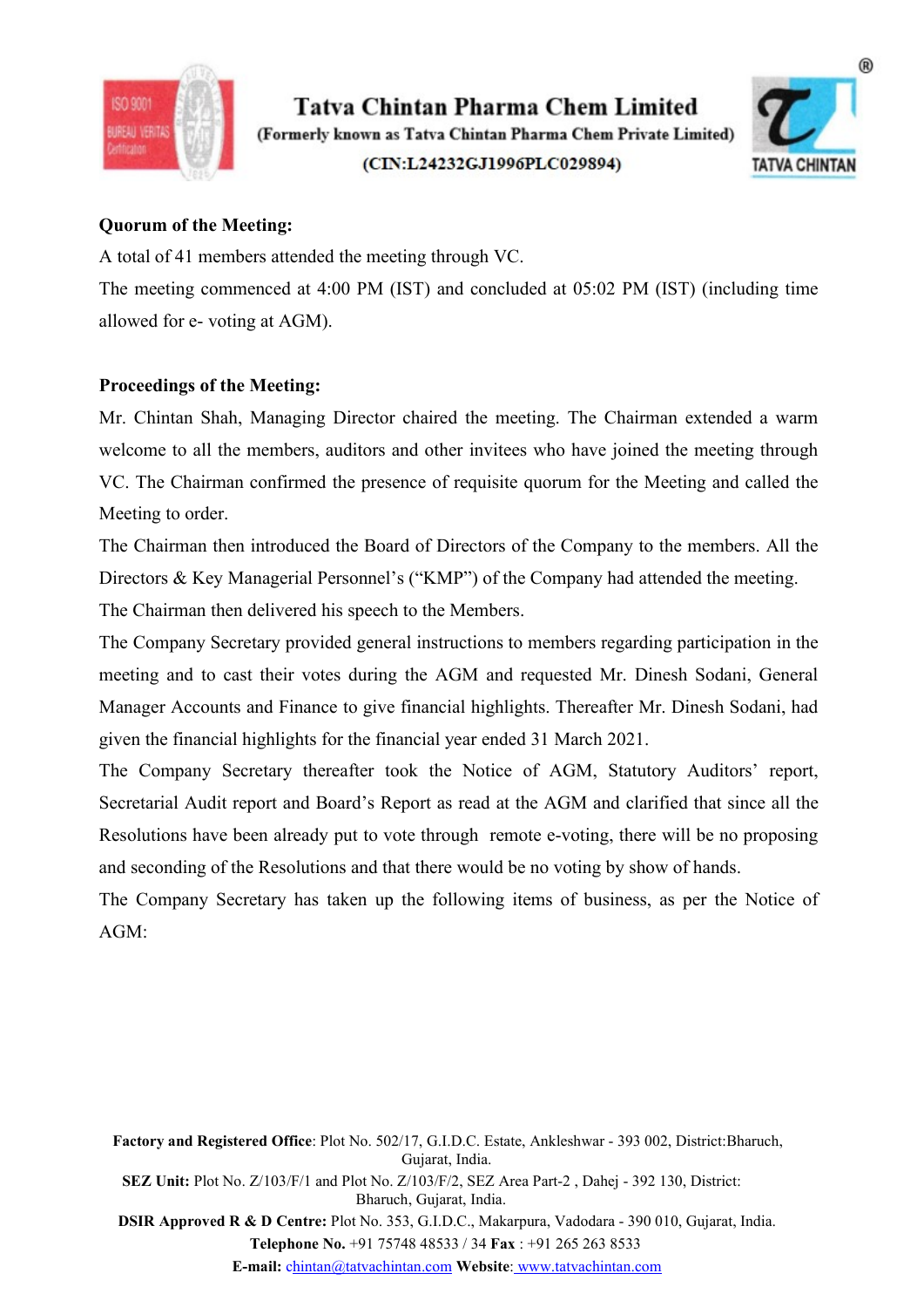**Quorum of the Meeting:**

A total of 41 members attended the meeting through VC.

The meeting commenced at 4:00 PM (IST) and concluded at 05:02 PM (IST) (including time allowed for e- voting at AGM).

**Proceedings of the Meeting:**

Mr. Chintan Shah, Managing Director chaired the meeting. The Chairman extended a warm welcome to all the members, auditors and other invitees who have joined the meeting through VC. The Chairman confirmed the presence of requisite quorum for the Meeting and called the Meeting to order.

The Chairman then introduced the Board of Directors of the Company to the members. All the Directors & Key Managerial Personnel's ("KMP") of the Company had attended the meeting.

The Chairman then delivered his speech to the Members.

The Company Secretary provided general instructions to members regarding participation in the meeting and to cast their votes during the AGM and requested Mr. Dinesh Sodani, General Manager Accounts and Finance to give financial highlights. Thereafter Mr. Dinesh Sodani, had given the financial highlights for the financial year ended 31 March 2021.

The Company Secretary thereafter took the Notice of AGM, Statutory Auditors' report, Secretarial Audit report and Board's Report as read at the AGM and clarified that since all the Resolutions have been already put to vote through remote e-voting, there will be no proposing and seconding of the Resolutions and that there would be no voting by show of hands.

The Company Secretary has taken up the following items of business, as per the Notice of AGM: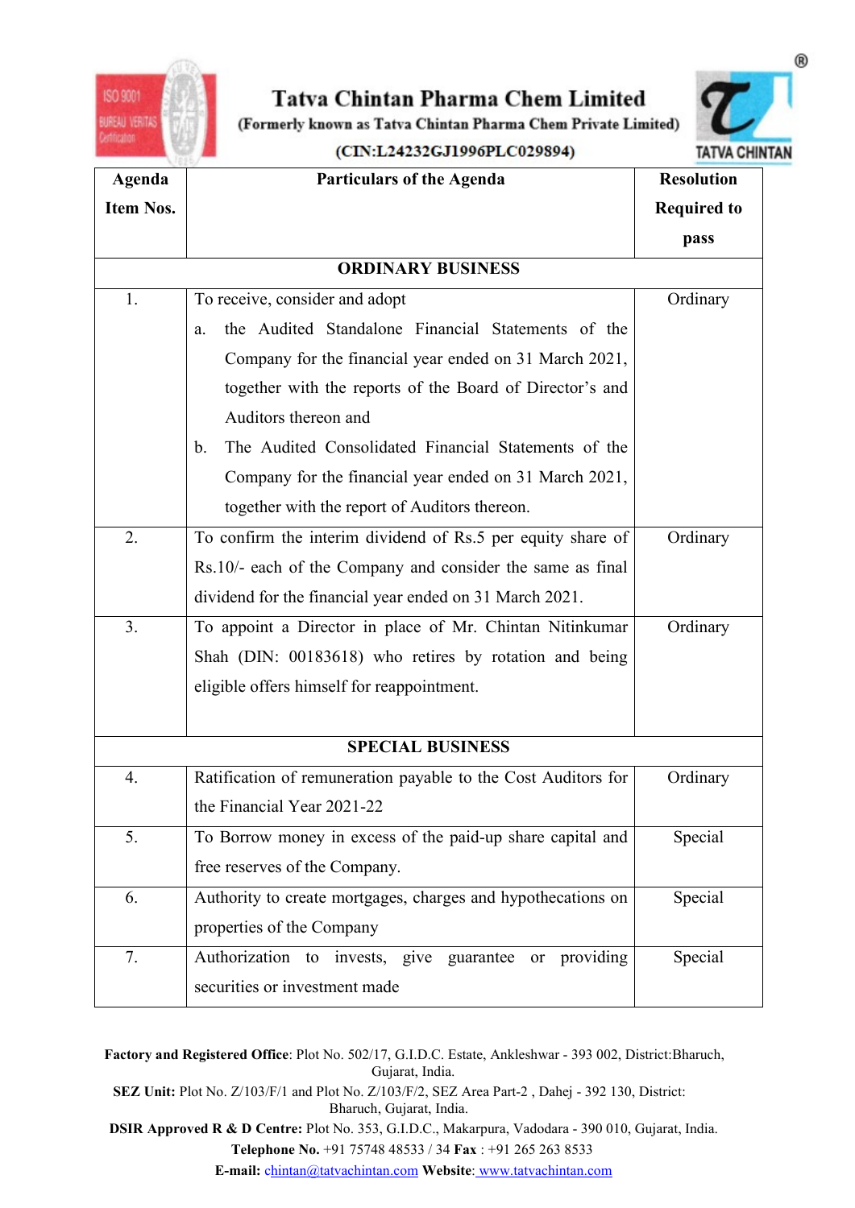# Tatva Chintan Pharma Chem Limited

**(Formerly known as Tatva Chintan Pharma Chem Private Limited)**

**(CIN:L24232GJ1996PLC029894)**

| Agenda Item Nos. | Particulars of the Agenda | Resolution Required to pass |
|---|---|---|
| **ORDINARY BUSINESS** | | |
| 1. | To receive, consider and adopt<br>a. the Audited Standalone Financial Statements of the Company for the financial year ended on 31 March 2021, together with the reports of the Board of Director's and Auditors thereon and<br>b. The Audited Consolidated Financial Statements of the Company for the financial year ended on 31 March 2021, together with the report of Auditors thereon. | Ordinary |
| 2. | To confirm the interim dividend of Rs.5 per equity share of Rs.10/- each of the Company and consider the same as final dividend for the financial year ended on 31 March 2021. | Ordinary |
| 3. | To appoint a Director in place of Mr. Chintan Nitinkumar Shah (DIN: 00183618) who retires by rotation and being eligible offers himself for reappointment. | Ordinary |
| **SPECIAL BUSINESS** | | |
| 4. | Ratification of remuneration payable to the Cost Auditors for the Financial Year 2021-22 | Ordinary |
| 5. | To Borrow money in excess of the paid-up share capital and free reserves of the Company. | Special |
| 6. | Authority to create mortgages, charges and hypothecations on properties of the Company | Special |
| 7. | Authorization to invests, give guarantee or providing securities or investment made | Special |

**Factory and Registered Office**: Plot No. 502/17, G.I.D.C. Estate, Ankleshwar - 393 002, District:Bharuch, Gujarat, India.

**SEZ Unit:** Plot No. Z/103/F/1 and Plot No. Z/103/F/2, SEZ Area Part-2 , Dahej - 392 130, District: Bharuch, Gujarat, India.

**DSIR Approved R & D Centre:** Plot No. 353, G.I.D.C., Makarpura, Vadodara - 390 010, Gujarat, India.

**Telephone No.** +91 75748 48533 / 34 **Fax** : +91 265 263 8533

**E-mail:** chintan@tatvachintan.com **Website**: www.tatvachintan.com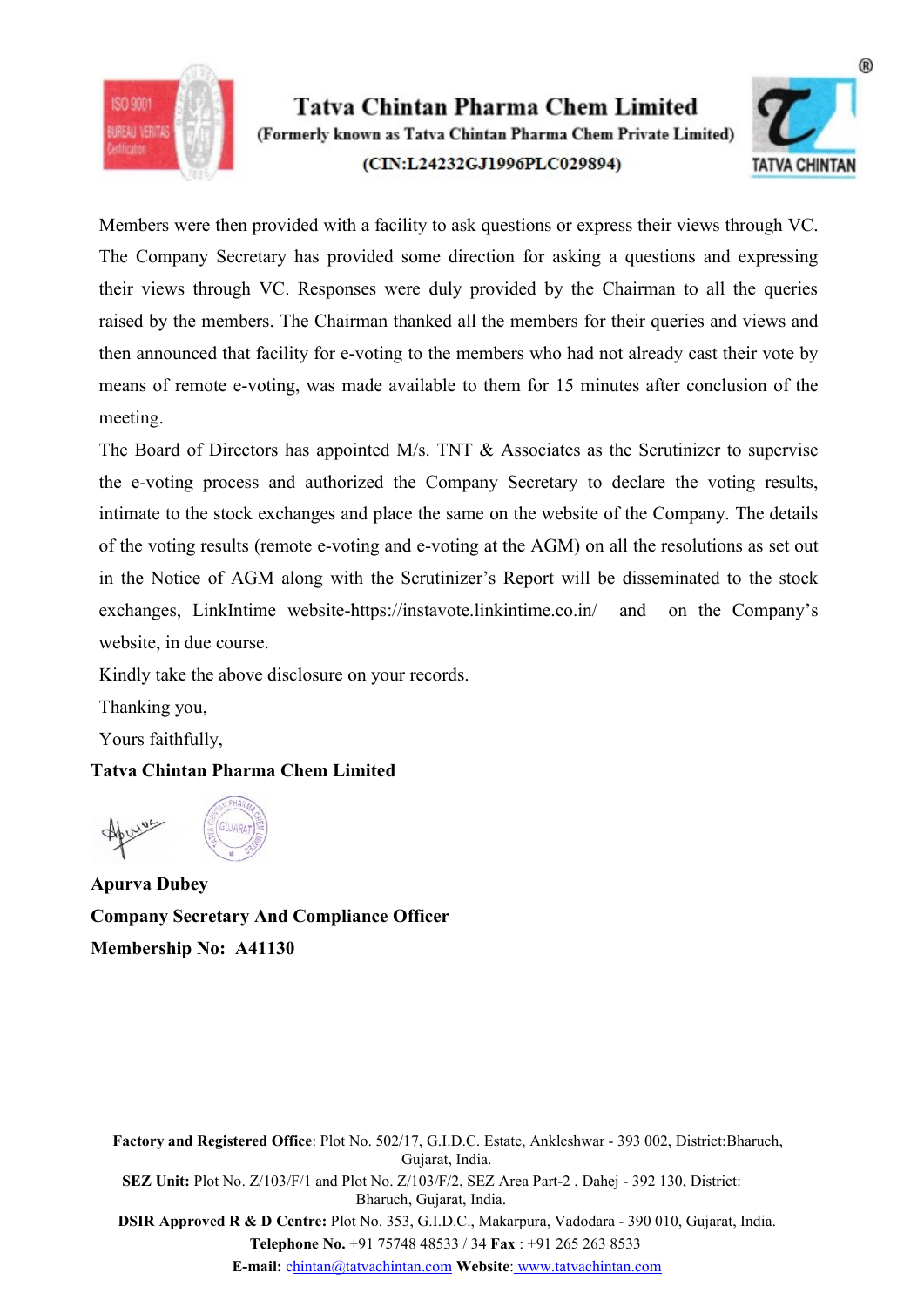Members were then provided with a facility to ask questions or express their views through VC. The Company Secretary has provided some direction for asking a questions and expressing their views through VC. Responses were duly provided by the Chairman to all the queries raised by the members. The Chairman thanked all the members for their queries and views and then announced that facility for e-voting to the members who had not already cast their vote by means of remote e-voting, was made available to them for 15 minutes after conclusion of the meeting.

The Board of Directors has appointed M/s. TNT & Associates as the Scrutinizer to supervise the e-voting process and authorized the Company Secretary to declare the voting results, intimate to the stock exchanges and place the same on the website of the Company. The details of the voting results (remote e-voting and e-voting at the AGM) on all the resolutions as set out in the Notice of AGM along with the Scrutinizer's Report will be disseminated to the stock exchanges, LinkIntime website-https://instavote.linkintime.co.in/ and on the Company's website, in due course.

Kindly take the above disclosure on your records.

Thanking you,

Yours faithfully,

**Tatva Chintan Pharma Chem Limited**

**Apurva Dubey**
**Company Secretary And Compliance Officer**
**Membership No: A41130**

**Factory and Registered Office**: Plot No. 502/17, G.I.D.C. Estate, Ankleshwar - 393 002, District:Bharuch, Gujarat, India.
**SEZ Unit:** Plot No. Z/103/F/1 and Plot No. Z/103/F/2, SEZ Area Part-2 , Dahej - 392 130, District: Bharuch, Gujarat, India.
**DSIR Approved R & D Centre:** Plot No. 353, G.I.D.C., Makarpura, Vadodara - 390 010, Gujarat, India.
**Telephone No.** +91 75748 48533 / 34 **Fax** : +91 265 263 8533
**E-mail:** chintan@tatvachintan.com **Website**: www.tatvachintan.com